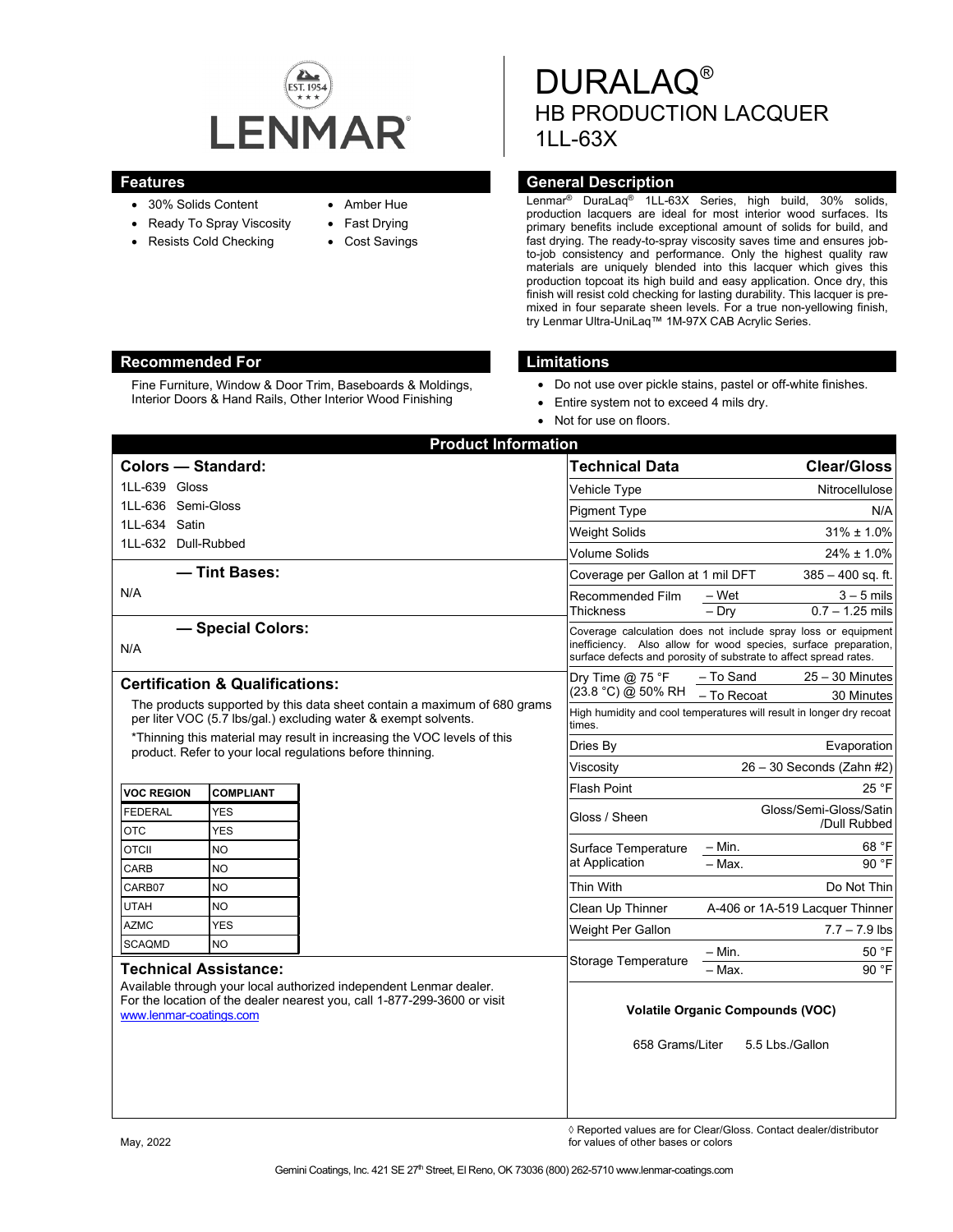LENMAR

# DURALAQ®
## HB PRODUCTION LACQUER
## 1LL-63X

## Features

- 30% Solids Content
- Ready To Spray Viscosity
- Resists Cold Checking
- Amber Hue
- Fast Drying
- Cost Savings

## General Description

Lenmar® DuraLaq® 1LL-63X Series, high build, 30% solids, production lacquers are ideal for most interior wood surfaces. Its primary benefits include exceptional amount of solids for build, and fast drying. The ready-to-spray viscosity saves time and ensures job-to-job consistency and performance. Only the highest quality raw materials are uniquely blended into this lacquer which gives this production topcoat its high build and easy application. Once dry, this finish will resist cold checking for lasting durability. This lacquer is pre-mixed in four separate sheen levels. For a true non-yellowing finish, try Lenmar Ultra-UniLaq™ 1M-97X CAB Acrylic Series.

## Recommended For

Fine Furniture, Window & Door Trim, Baseboards & Moldings, Interior Doors & Hand Rails, Other Interior Wood Finishing

## Limitations

- Do not use over pickle stains, pastel or off-white finishes.
- Entire system not to exceed 4 mils dry.
- Not for use on floors.

## Product Information

### Colors — Standard:

1LL-639 Gloss
1LL-636 Semi-Gloss
1LL-634 Satin
1LL-632 Dull-Rubbed

### — Tint Bases:

N/A

### — Special Colors:

N/A

### Certification & Qualifications:

The products supported by this data sheet contain a maximum of 680 grams per liter VOC (5.7 lbs/gal.) excluding water & exempt solvents.

*Thinning this material may result in increasing the VOC levels of this product. Refer to your local regulations before thinning.

| VOC REGION | COMPLIANT |
|---|---|
| FEDERAL | YES |
| OTC | YES |
| OTCII | NO |
| CARB | NO |
| CARB07 | NO |
| UTAH | NO |
| AZMC | YES |
| SCAQMD | NO |

### Technical Assistance:

Available through your local authorized independent Lenmar dealer. For the location of the dealer nearest you, call 1-877-299-3600 or visit www.lenmar-coatings.com

| Technical Data | | Clear/Gloss |
|---|---|---|
| Vehicle Type | | Nitrocellulose |
| Pigment Type | | N/A |
| Weight Solids | | 31% ± 1.0% |
| Volume Solids | | 24% ± 1.0% |
| Coverage per Gallon at 1 mil DFT | | 385 – 400 sq. ft. |
| Recommended Film Thickness | – Wet | 3 – 5 mils |
| | – Dry | 0.7 – 1.25 mils |
| Coverage calculation does not include spray loss or equipment inefficiency. Also allow for wood species, surface preparation, surface defects and porosity of substrate to affect spread rates. | | |
| Dry Time @ 75 °F (23.8 °C) @ 50% RH | – To Sand | 25 – 30 Minutes |
| | – To Recoat | 30 Minutes |
| High humidity and cool temperatures will result in longer dry recoat times. | | |
| Dries By | | Evaporation |
| Viscosity | | 26 – 30 Seconds (Zahn #2) |
| Flash Point | | 25 °F |
| Gloss / Sheen | | Gloss/Semi-Gloss/Satin /Dull Rubbed |
| Surface Temperature at Application | – Min. | 68 °F |
| | – Max. | 90 °F |
| Thin With | | Do Not Thin |
| Clean Up Thinner | | A-406 or 1A-519 Lacquer Thinner |
| Weight Per Gallon | | 7.7 – 7.9 lbs |
| Storage Temperature | – Min. | 50 °F |
| | – Max. | 90 °F |

**Volatile Organic Compounds (VOC)**

658 Grams/Liter 5.5 Lbs./Gallon

◊ Reported values are for Clear/Gloss. Contact dealer/distributor for values of other bases or colors

May, 2022

Gemini Coatings, Inc. 421 SE 27th Street, El Reno, OK 73036 (800) 262-5710 www.lenmar-coatings.com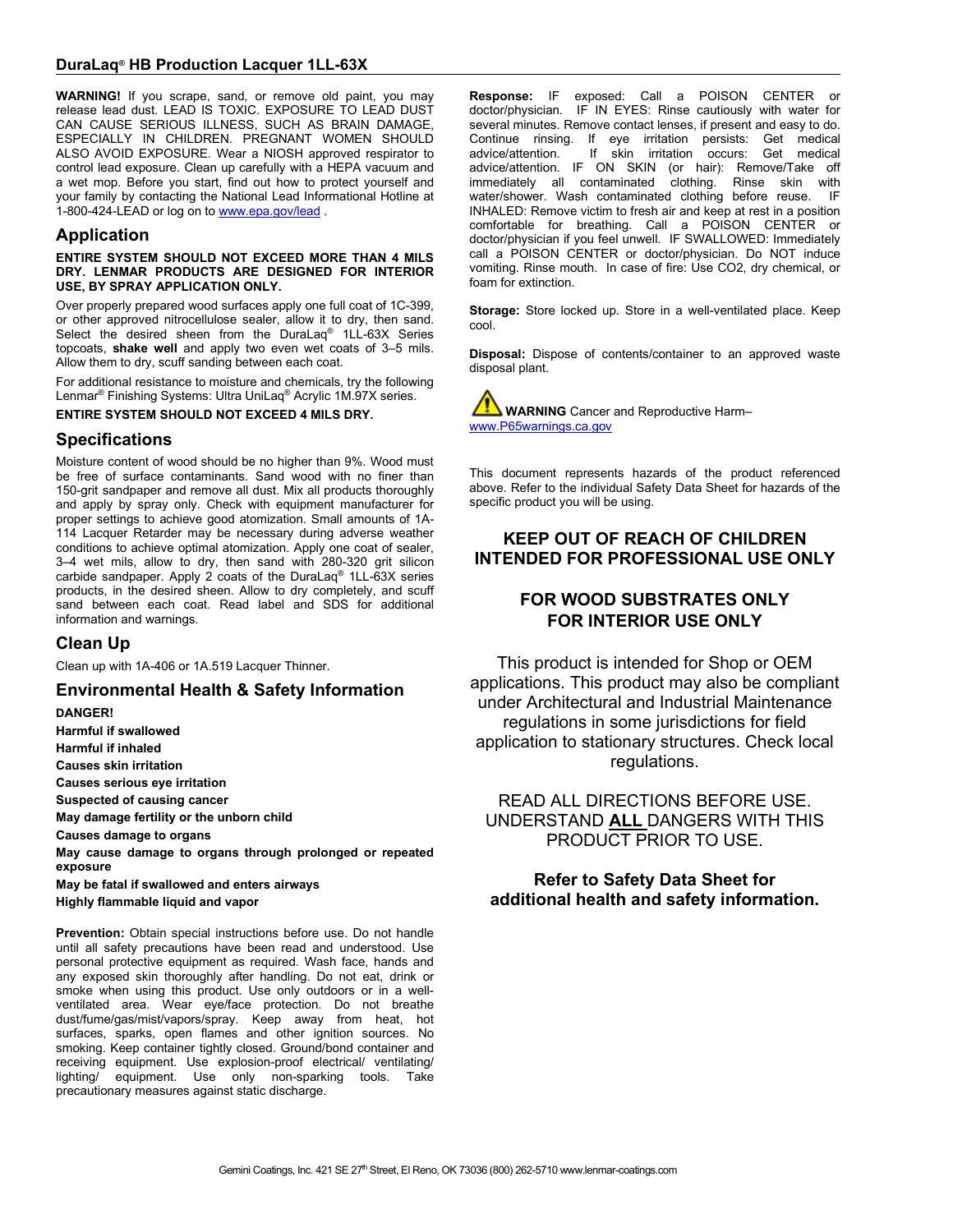# DuraLaq® HB Production Lacquer 1LL-63X

**WARNING!** If you scrape, sand, or remove old paint, you may release lead dust. LEAD IS TOXIC. EXPOSURE TO LEAD DUST CAN CAUSE SERIOUS ILLNESS, SUCH AS BRAIN DAMAGE, ESPECIALLY IN CHILDREN. PREGNANT WOMEN SHOULD ALSO AVOID EXPOSURE. Wear a NIOSH approved respirator to control lead exposure. Clean up carefully with a HEPA vacuum and a wet mop. Before you start, find out how to protect yourself and your family by contacting the National Lead Informational Hotline at 1-800-424-LEAD or log on to www.epa.gov/lead .

## Application

**ENTIRE SYSTEM SHOULD NOT EXCEED MORE THAN 4 MILS DRY. LENMAR PRODUCTS ARE DESIGNED FOR INTERIOR USE, BY SPRAY APPLICATION ONLY.**

Over properly prepared wood surfaces apply one full coat of 1C-399, or other approved nitrocellulose sealer, allow it to dry, then sand. Select the desired sheen from the DuraLaq® 1LL-63X Series topcoats, **shake well** and apply two even wet coats of 3–5 mils. Allow them to dry, scuff sanding between each coat.

For additional resistance to moisture and chemicals, try the following Lenmar® Finishing Systems: Ultra UniLaq® Acrylic 1M.97X series.

**ENTIRE SYSTEM SHOULD NOT EXCEED 4 MILS DRY.**

## Specifications

Moisture content of wood should be no higher than 9%. Wood must be free of surface contaminants. Sand wood with no finer than 150-grit sandpaper and remove all dust. Mix all products thoroughly and apply by spray only. Check with equipment manufacturer for proper settings to achieve good atomization. Small amounts of 1A-114 Lacquer Retarder may be necessary during adverse weather conditions to achieve optimal atomization. Apply one coat of sealer, 3–4 wet mils, allow to dry, then sand with 280-320 grit silicon carbide sandpaper. Apply 2 coats of the DuraLaq® 1LL-63X series products, in the desired sheen. Allow to dry completely, and scuff sand between each coat. Read label and SDS for additional information and warnings.

## Clean Up

Clean up with 1A-406 or 1A.519 Lacquer Thinner.

## Environmental Health & Safety Information

**DANGER!**
**Harmful if swallowed**
**Harmful if inhaled**
**Causes skin irritation**
**Causes serious eye irritation**
**Suspected of causing cancer**
**May damage fertility or the unborn child**
**Causes damage to organs**
**May cause damage to organs through prolonged or repeated exposure**
**May be fatal if swallowed and enters airways**
**Highly flammable liquid and vapor**

**Prevention:** Obtain special instructions before use. Do not handle until all safety precautions have been read and understood. Use personal protective equipment as required. Wash face, hands and any exposed skin thoroughly after handling. Do not eat, drink or smoke when using this product. Use only outdoors or in a well-ventilated area. Wear eye/face protection. Do not breathe dust/fume/gas/mist/vapors/spray. Keep away from heat, hot surfaces, sparks, open flames and other ignition sources. No smoking. Keep container tightly closed. Ground/bond container and receiving equipment. Use explosion-proof electrical/ ventilating/ lighting/ equipment. Use only non-sparking tools. Take precautionary measures against static discharge.

**Response:** IF exposed: Call a POISON CENTER or doctor/physician. IF IN EYES: Rinse cautiously with water for several minutes. Remove contact lenses, if present and easy to do. Continue rinsing. If eye irritation persists: Get medical advice/attention. If skin irritation occurs: Get medical advice/attention. IF ON SKIN (or hair): Remove/Take off immediately all contaminated clothing. Rinse skin with water/shower. Wash contaminated clothing before reuse. IF INHALED: Remove victim to fresh air and keep at rest in a position comfortable for breathing. Call a POISON CENTER or doctor/physician if you feel unwell. IF SWALLOWED: Immediately call a POISON CENTER or doctor/physician. Do NOT induce vomiting. Rinse mouth. In case of fire: Use CO2, dry chemical, or foam for extinction.

**Storage:** Store locked up. Store in a well-ventilated place. Keep cool.

**Disposal:** Dispose of contents/container to an approved waste disposal plant.

**WARNING** Cancer and Reproductive Harm– www.P65warnings.ca.gov

This document represents hazards of the product referenced above. Refer to the individual Safety Data Sheet for hazards of the specific product you will be using.

**KEEP OUT OF REACH OF CHILDREN**
**INTENDED FOR PROFESSIONAL USE ONLY**

**FOR WOOD SUBSTRATES ONLY**
**FOR INTERIOR USE ONLY**

This product is intended for Shop or OEM applications. This product may also be compliant under Architectural and Industrial Maintenance regulations in some jurisdictions for field application to stationary structures. Check local regulations.

READ ALL DIRECTIONS BEFORE USE. UNDERSTAND **ALL** DANGERS WITH THIS PRODUCT PRIOR TO USE.

**Refer to Safety Data Sheet for additional health and safety information.**

Gemini Coatings, Inc. 421 SE 27th Street, El Reno, OK 73036 (800) 262-5710 www.lenmar-coatings.com